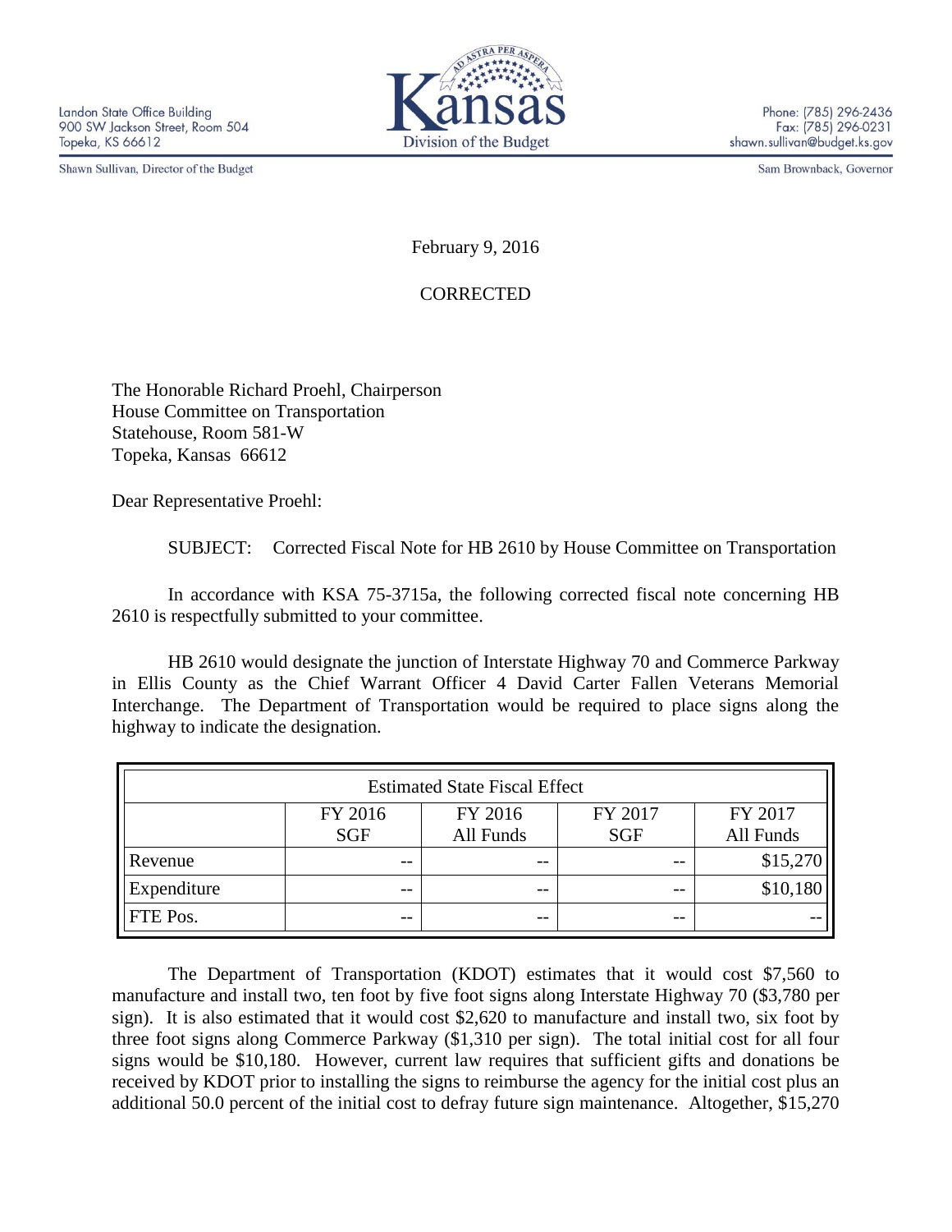Landon State Office Building
900 SW Jackson Street, Room 504
Topeka, KS 66612

Shawn Sullivan, Director of the Budget

Kansas
Division of the Budget

Phone: (785) 296-2436
Fax: (785) 296-0231
shawn.sullivan@budget.ks.gov

Sam Brownback, Governor

February 9, 2016

CORRECTED

The Honorable Richard Proehl, Chairperson
House Committee on Transportation
Statehouse, Room 581-W
Topeka, Kansas 66612

Dear Representative Proehl:

SUBJECT: Corrected Fiscal Note for HB 2610 by House Committee on Transportation

In accordance with KSA 75-3715a, the following corrected fiscal note concerning HB 2610 is respectfully submitted to your committee.

HB 2610 would designate the junction of Interstate Highway 70 and Commerce Parkway in Ellis County as the Chief Warrant Officer 4 David Carter Fallen Veterans Memorial Interchange. The Department of Transportation would be required to place signs along the highway to indicate the designation.

| Estimated State Fiscal Effect | | | | |
|---|---|---|---|---|
| | FY 2016 SGF | FY 2016 All Funds | FY 2017 SGF | FY 2017 All Funds |
| Revenue | -- | -- | -- | $15,270 |
| Expenditure | -- | -- | -- | $10,180 |
| FTE Pos. | -- | -- | -- | -- |

The Department of Transportation (KDOT) estimates that it would cost $7,560 to manufacture and install two, ten foot by five foot signs along Interstate Highway 70 ($3,780 per sign). It is also estimated that it would cost $2,620 to manufacture and install two, six foot by three foot signs along Commerce Parkway ($1,310 per sign). The total initial cost for all four signs would be $10,180. However, current law requires that sufficient gifts and donations be received by KDOT prior to installing the signs to reimburse the agency for the initial cost plus an additional 50.0 percent of the initial cost to defray future sign maintenance. Altogether, $15,270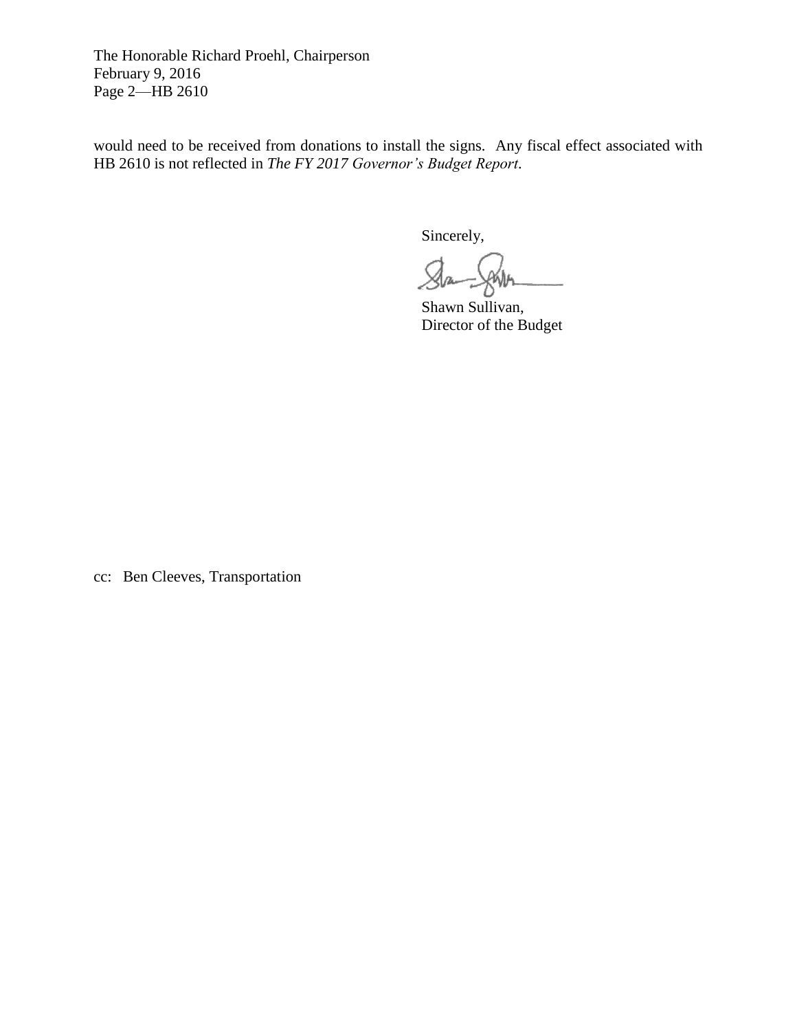would need to be received from donations to install the signs. Any fiscal effect associated with HB 2610 is not reflected in *The FY 2017 Governor's Budget Report*.

Sincerely,

Shawn Sullivan,
Director of the Budget

cc: Ben Cleeves, Transportation